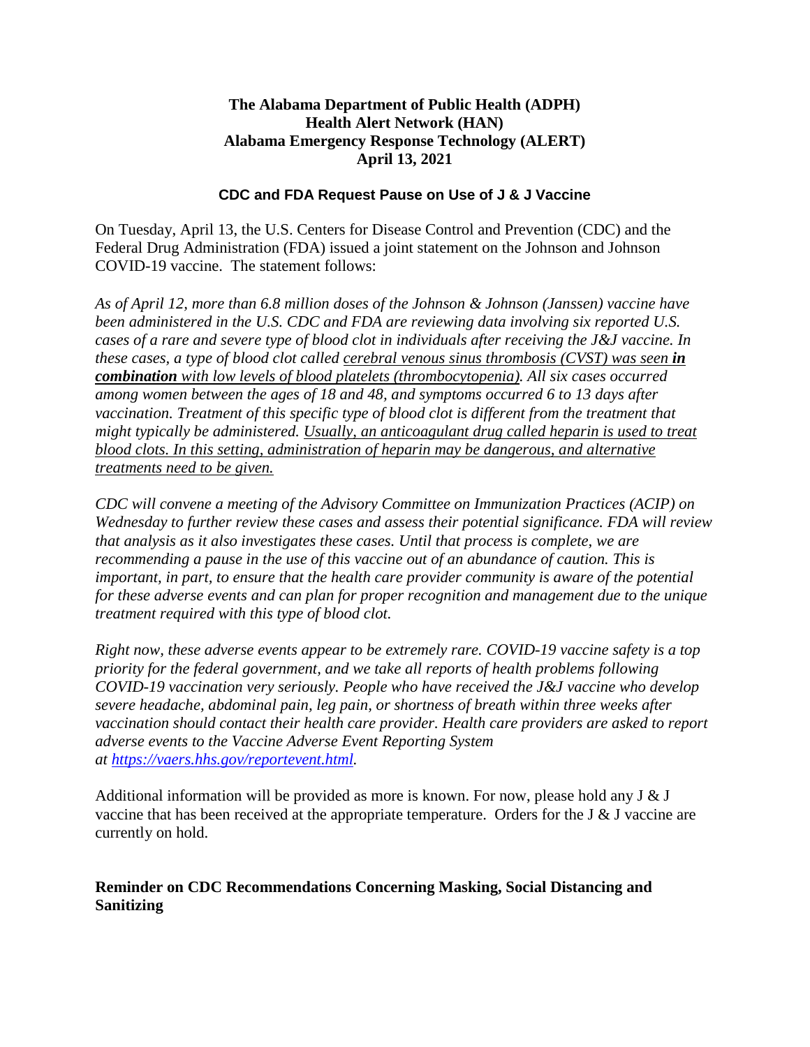**The Alabama Department of Public Health (ADPH)**
**Health Alert Network (HAN)**
**Alabama Emergency Response Technology (ALERT)**
**April 13, 2021**

## CDC and FDA Request Pause on Use of J & J Vaccine

On Tuesday, April 13, the U.S. Centers for Disease Control and Prevention (CDC) and the Federal Drug Administration (FDA) issued a joint statement on the Johnson and Johnson COVID-19 vaccine. The statement follows:

*As of April 12, more than 6.8 million doses of the Johnson & Johnson (Janssen) vaccine have been administered in the U.S. CDC and FDA are reviewing data involving six reported U.S. cases of a rare and severe type of blood clot in individuals after receiving the J&J vaccine. In these cases, a type of blood clot called <u>cerebral venous sinus thrombosis (CVST) was seen **in combination** with low levels of blood platelets (thrombocytopenia)</u>. All six cases occurred among women between the ages of 18 and 48, and symptoms occurred 6 to 13 days after vaccination. Treatment of this specific type of blood clot is different from the treatment that might typically be administered. <u>Usually, an anticoagulant drug called heparin is used to treat blood clots. In this setting, administration of heparin may be dangerous, and alternative treatments need to be given.</u>*

*CDC will convene a meeting of the Advisory Committee on Immunization Practices (ACIP) on Wednesday to further review these cases and assess their potential significance. FDA will review that analysis as it also investigates these cases. Until that process is complete, we are recommending a pause in the use of this vaccine out of an abundance of caution. This is important, in part, to ensure that the health care provider community is aware of the potential for these adverse events and can plan for proper recognition and management due to the unique treatment required with this type of blood clot.*

*Right now, these adverse events appear to be extremely rare. COVID-19 vaccine safety is a top priority for the federal government, and we take all reports of health problems following COVID-19 vaccination very seriously. People who have received the J&J vaccine who develop severe headache, abdominal pain, leg pain, or shortness of breath within three weeks after vaccination should contact their health care provider. Health care providers are asked to report adverse events to the Vaccine Adverse Event Reporting System at [https://vaers.hhs.gov/reportevent.html](https://vaers.hhs.gov/reportevent.html).*

Additional information will be provided as more is known. For now, please hold any J & J vaccine that has been received at the appropriate temperature. Orders for the J & J vaccine are currently on hold.

## Reminder on CDC Recommendations Concerning Masking, Social Distancing and Sanitizing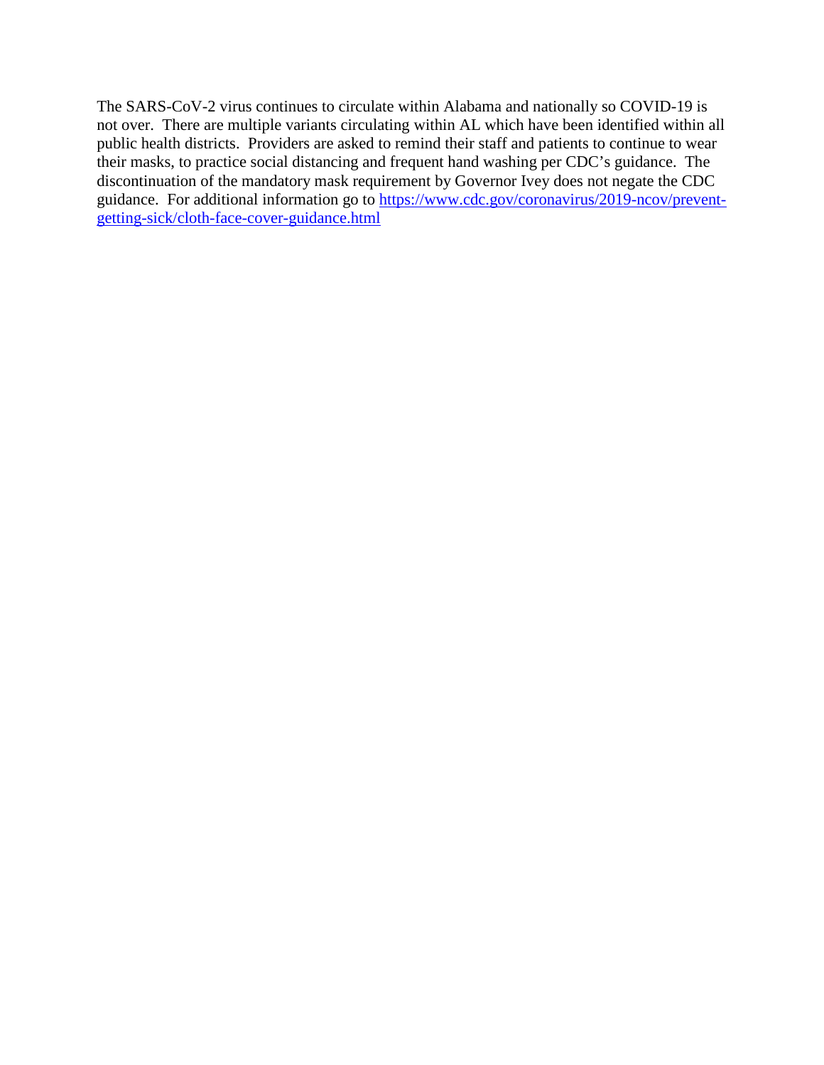The SARS-CoV-2 virus continues to circulate within Alabama and nationally so COVID-19 is not over. There are multiple variants circulating within AL which have been identified within all public health districts. Providers are asked to remind their staff and patients to continue to wear their masks, to practice social distancing and frequent hand washing per CDC's guidance. The discontinuation of the mandatory mask requirement by Governor Ivey does not negate the CDC guidance. For additional information go to [https://www.cdc.gov/coronavirus/2019-ncov/prevent-getting-sick/cloth-face-cover-guidance.html](https://www.cdc.gov/coronavirus/2019-ncov/prevent-getting-sick/cloth-face-cover-guidance.html)